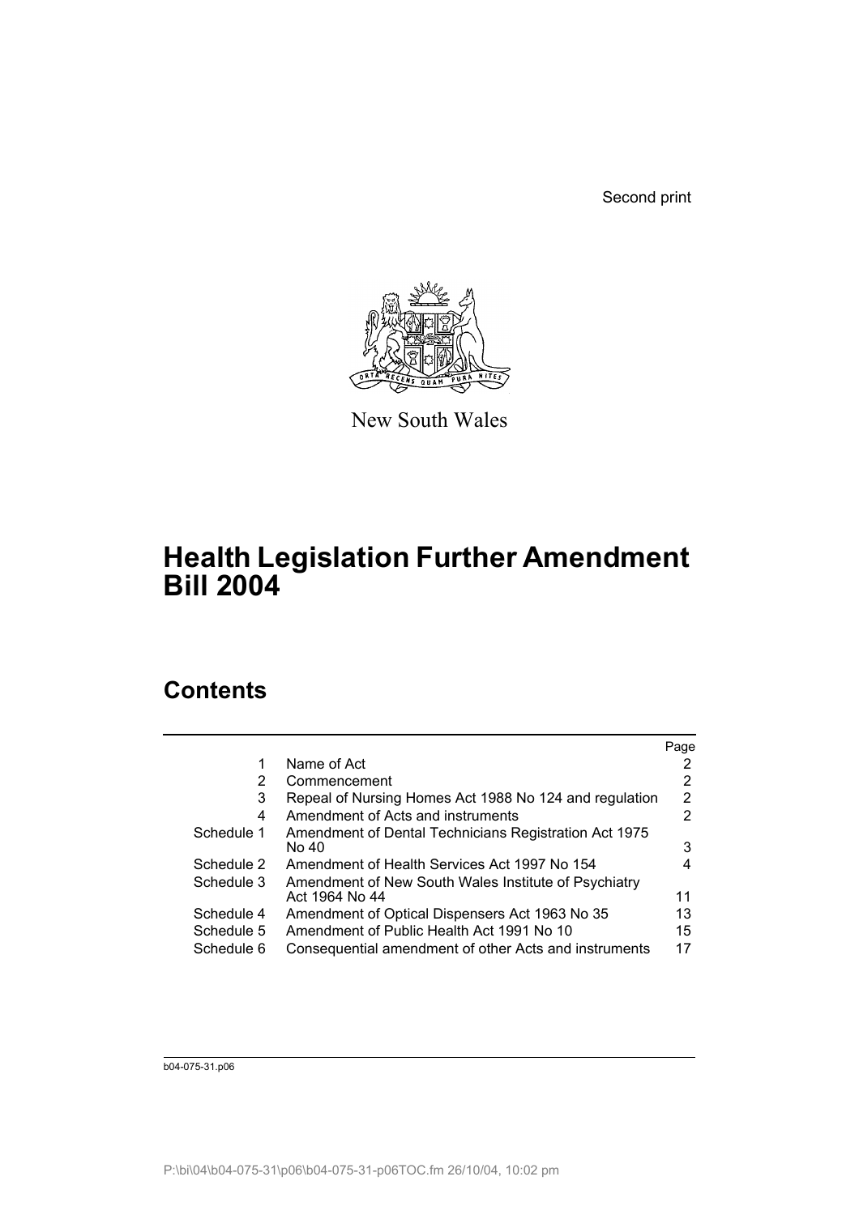Second print

New South Wales

# Health Legislation Further Amendment Bill 2004

## Contents

| | | Page |
|---|---|---|
| 1 | Name of Act | 2 |
| 2 | Commencement | 2 |
| 3 | Repeal of Nursing Homes Act 1988 No 124 and regulation | 2 |
| 4 | Amendment of Acts and instruments | 2 |
| Schedule 1 | Amendment of Dental Technicians Registration Act 1975 No 40 | 3 |
| Schedule 2 | Amendment of Health Services Act 1997 No 154 | 4 |
| Schedule 3 | Amendment of New South Wales Institute of Psychiatry Act 1964 No 44 | 11 |
| Schedule 4 | Amendment of Optical Dispensers Act 1963 No 35 | 13 |
| Schedule 5 | Amendment of Public Health Act 1991 No 10 | 15 |
| Schedule 6 | Consequential amendment of other Acts and instruments | 17 |

b04-075-31.p06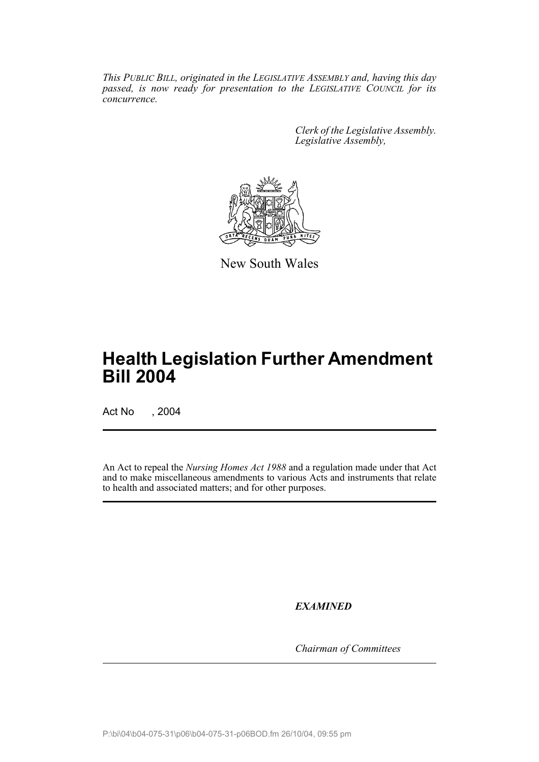*This PUBLIC BILL, originated in the LEGISLATIVE ASSEMBLY and, having this day passed, is now ready for presentation to the LEGISLATIVE COUNCIL for its concurrence.*

*Clerk of the Legislative Assembly.*
*Legislative Assembly,*

New South Wales

# Health Legislation Further Amendment Bill 2004

Act No , 2004

An Act to repeal the *Nursing Homes Act 1988* and a regulation made under that Act and to make miscellaneous amendments to various Acts and instruments that relate to health and associated matters; and for other purposes.

***EXAMINED***

*Chairman of Committees*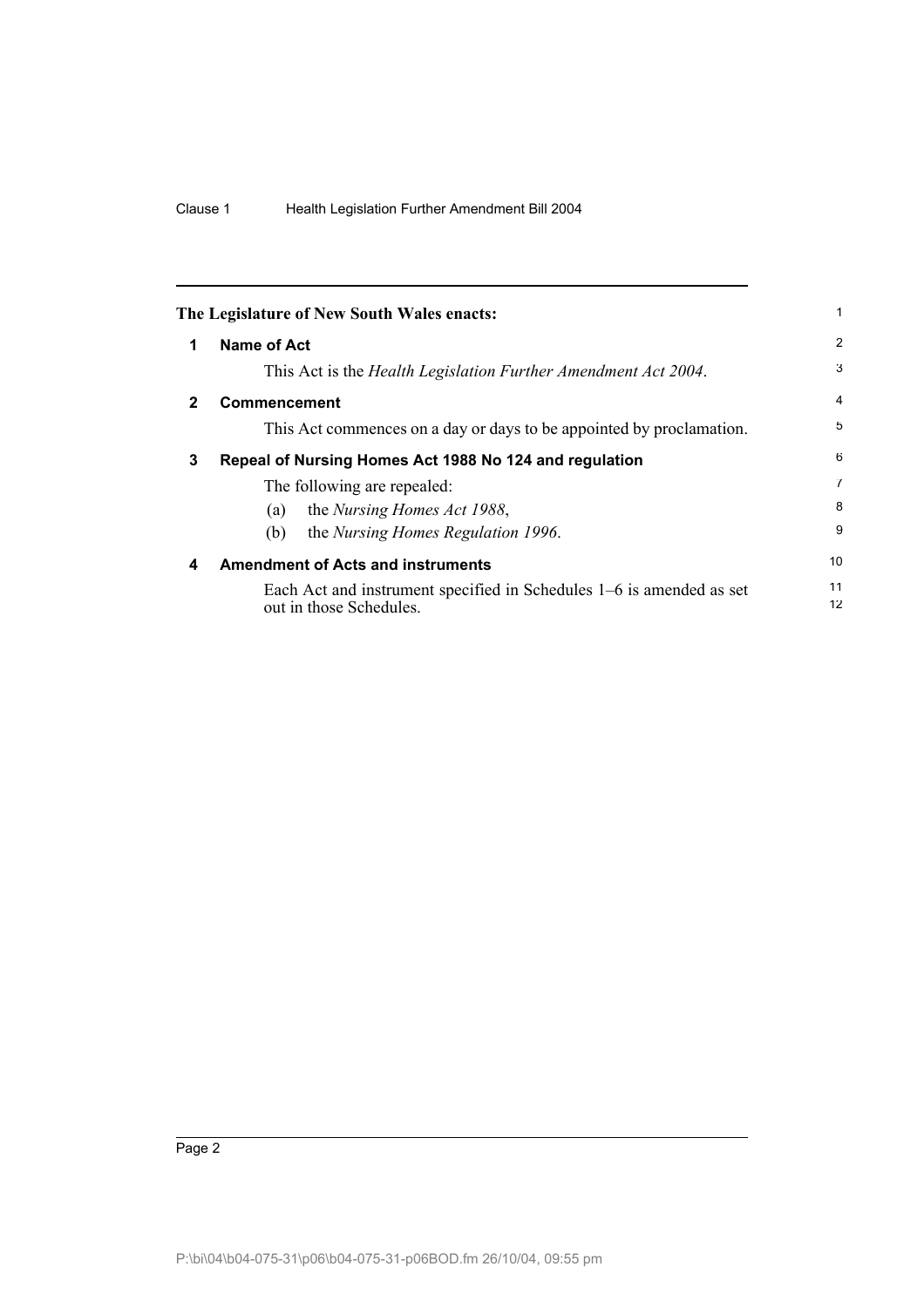**The Legislature of New South Wales enacts:**

## 1 Name of Act

This Act is the *Health Legislation Further Amendment Act 2004*.

## 2 Commencement

This Act commences on a day or days to be appointed by proclamation.

## 3 Repeal of Nursing Homes Act 1988 No 124 and regulation

The following are repealed:

(a) the *Nursing Homes Act 1988*,

(b) the *Nursing Homes Regulation 1996*.

## 4 Amendment of Acts and instruments

Each Act and instrument specified in Schedules 1–6 is amended as set out in those Schedules.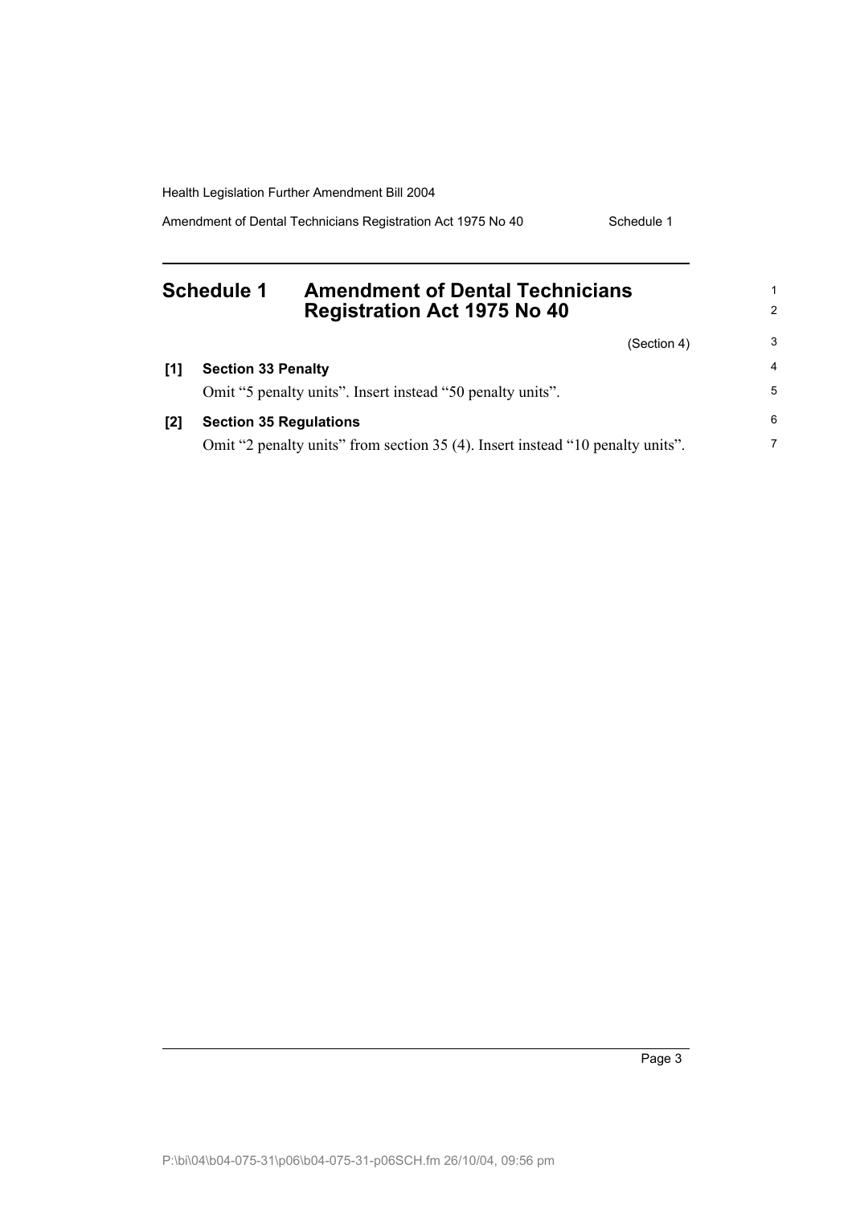## Schedule 1 Amendment of Dental Technicians Registration Act 1975 No 40

(Section 4)

**[1] Section 33 Penalty**

Omit "5 penalty units". Insert instead "50 penalty units".

**[2] Section 35 Regulations**

Omit "2 penalty units" from section 35 (4). Insert instead "10 penalty units".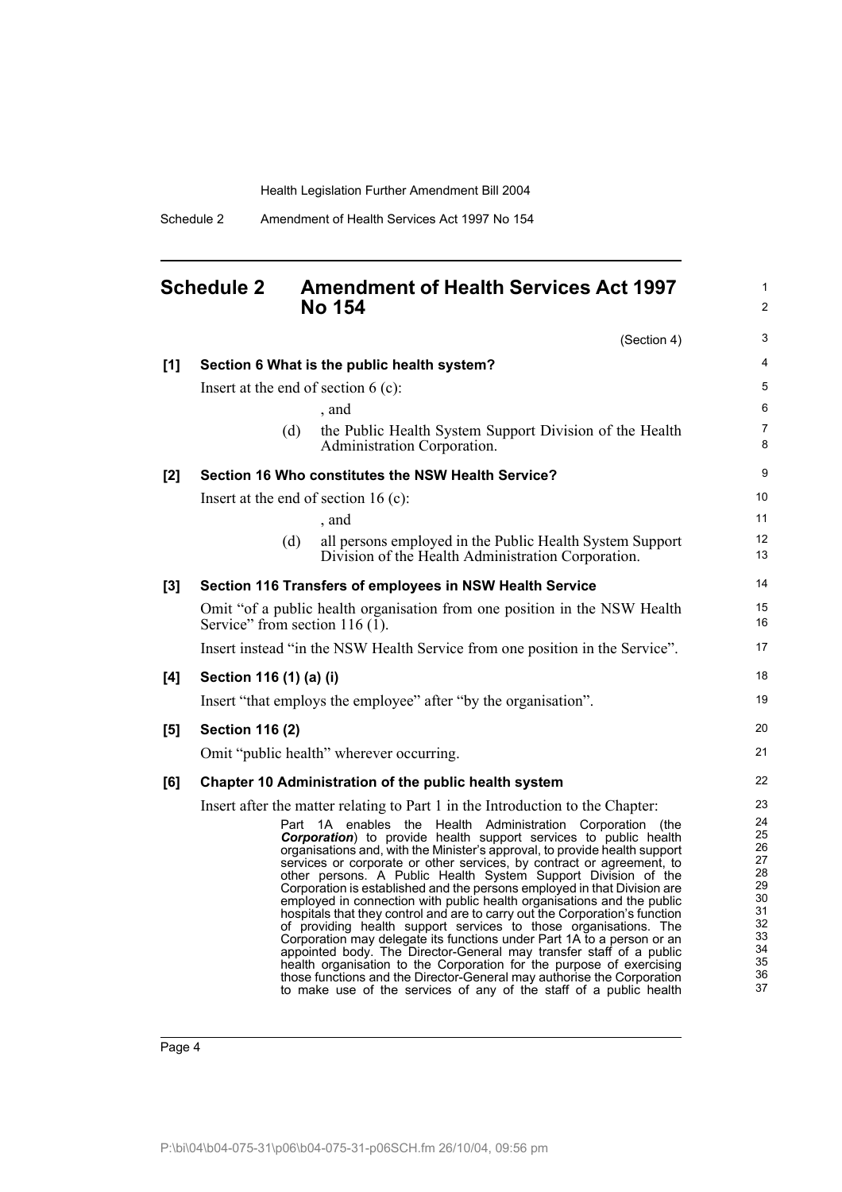## Schedule 2 Amendment of Health Services Act 1997 No 154

(Section 4)

**[1] Section 6 What is the public health system?**

Insert at the end of section 6 (c):

, and

(d) the Public Health System Support Division of the Health Administration Corporation.

**[2] Section 16 Who constitutes the NSW Health Service?**

Insert at the end of section 16 (c):

, and

(d) all persons employed in the Public Health System Support Division of the Health Administration Corporation.

**[3] Section 116 Transfers of employees in NSW Health Service**

Omit "of a public health organisation from one position in the NSW Health Service" from section 116 (1).

Insert instead "in the NSW Health Service from one position in the Service".

**[4] Section 116 (1) (a) (i)**

Insert "that employs the employee" after "by the organisation".

**[5] Section 116 (2)**

Omit "public health" wherever occurring.

**[6] Chapter 10 Administration of the public health system**

Insert after the matter relating to Part 1 in the Introduction to the Chapter:

Part 1A enables the Health Administration Corporation (the ***Corporation***) to provide health support services to public health organisations and, with the Minister's approval, to provide health support services or corporate or other services, by contract or agreement, to other persons. A Public Health System Support Division of the Corporation is established and the persons employed in that Division are employed in connection with public health organisations and the public hospitals that they control and are to carry out the Corporation's function of providing health support services to those organisations. The Corporation may delegate its functions under Part 1A to a person or an appointed body. The Director-General may transfer staff of a public health organisation to the Corporation for the purpose of exercising those functions and the Director-General may authorise the Corporation to make use of the services of any of the staff of a public health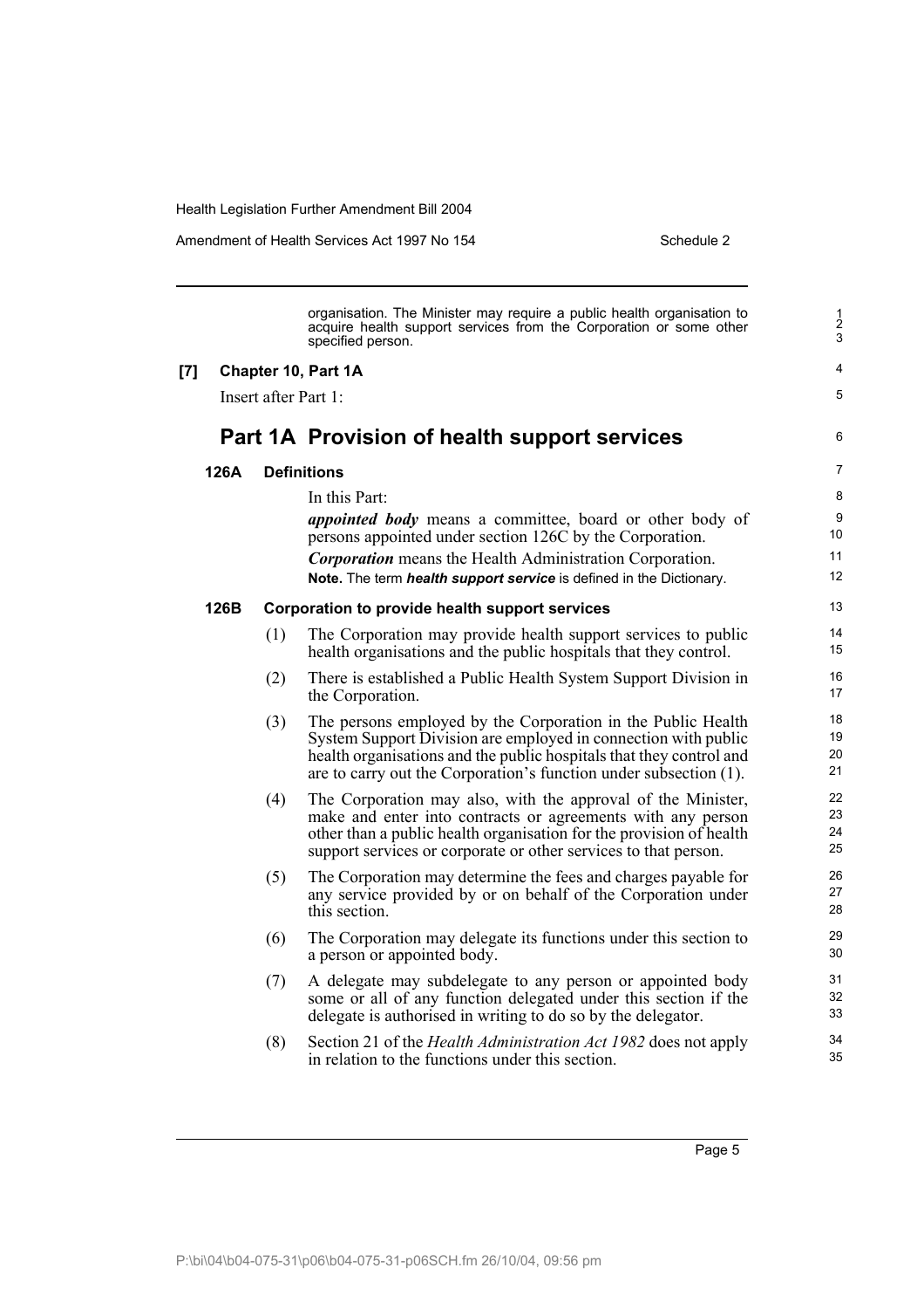organisation. The Minister may require a public health organisation to acquire health support services from the Corporation or some other specified person.

**[7] Chapter 10, Part 1A**

Insert after Part 1:

## Part 1A Provision of health support services

### 126A Definitions

In this Part:

***appointed body*** means a committee, board or other body of persons appointed under section 126C by the Corporation.

***Corporation*** means the Health Administration Corporation.

**Note.** The term ***health support service*** is defined in the Dictionary.

### 126B Corporation to provide health support services

(1) The Corporation may provide health support services to public health organisations and the public hospitals that they control.

(2) There is established a Public Health System Support Division in the Corporation.

(3) The persons employed by the Corporation in the Public Health System Support Division are employed in connection with public health organisations and the public hospitals that they control and are to carry out the Corporation's function under subsection (1).

(4) The Corporation may also, with the approval of the Minister, make and enter into contracts or agreements with any person other than a public health organisation for the provision of health support services or corporate or other services to that person.

(5) The Corporation may determine the fees and charges payable for any service provided by or on behalf of the Corporation under this section.

(6) The Corporation may delegate its functions under this section to a person or appointed body.

(7) A delegate may subdelegate to any person or appointed body some or all of any function delegated under this section if the delegate is authorised in writing to do so by the delegator.

(8) Section 21 of the *Health Administration Act 1982* does not apply in relation to the functions under this section.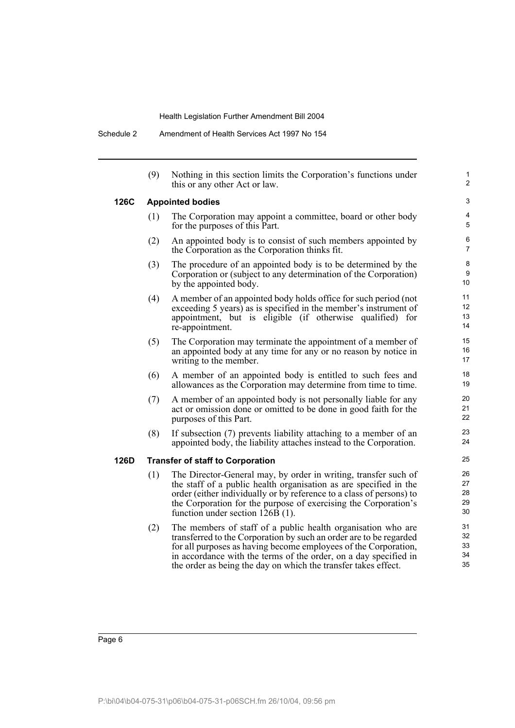(9) Nothing in this section limits the Corporation's functions under this or any other Act or law.

### 126C Appointed bodies

(1) The Corporation may appoint a committee, board or other body for the purposes of this Part.

(2) An appointed body is to consist of such members appointed by the Corporation as the Corporation thinks fit.

(3) The procedure of an appointed body is to be determined by the Corporation or (subject to any determination of the Corporation) by the appointed body.

(4) A member of an appointed body holds office for such period (not exceeding 5 years) as is specified in the member's instrument of appointment, but is eligible (if otherwise qualified) for re-appointment.

(5) The Corporation may terminate the appointment of a member of an appointed body at any time for any or no reason by notice in writing to the member.

(6) A member of an appointed body is entitled to such fees and allowances as the Corporation may determine from time to time.

(7) A member of an appointed body is not personally liable for any act or omission done or omitted to be done in good faith for the purposes of this Part.

(8) If subsection (7) prevents liability attaching to a member of an appointed body, the liability attaches instead to the Corporation.

### 126D Transfer of staff to Corporation

(1) The Director-General may, by order in writing, transfer such of the staff of a public health organisation as are specified in the order (either individually or by reference to a class of persons) to the Corporation for the purpose of exercising the Corporation's function under section 126B (1).

(2) The members of staff of a public health organisation who are transferred to the Corporation by such an order are to be regarded for all purposes as having become employees of the Corporation, in accordance with the terms of the order, on a day specified in the order as being the day on which the transfer takes effect.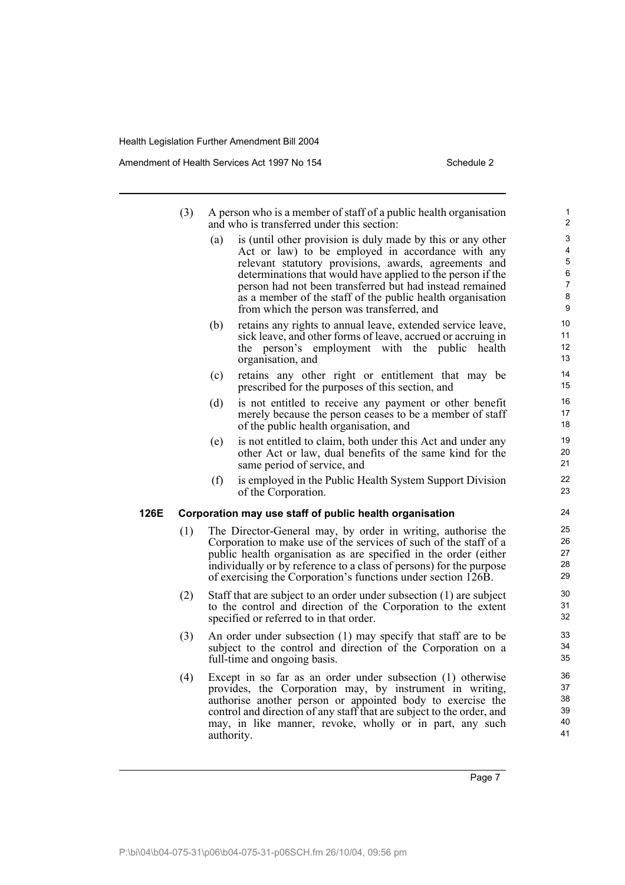(3) A person who is a member of staff of a public health organisation and who is transferred under this section:

- (a) is (until other provision is duly made by this or any other Act or law) to be employed in accordance with any relevant statutory provisions, awards, agreements and determinations that would have applied to the person if the person had not been transferred but had instead remained as a member of the staff of the public health organisation from which the person was transferred, and
- (b) retains any rights to annual leave, extended service leave, sick leave, and other forms of leave, accrued or accruing in the person's employment with the public health organisation, and
- (c) retains any other right or entitlement that may be prescribed for the purposes of this section, and
- (d) is not entitled to receive any payment or other benefit merely because the person ceases to be a member of staff of the public health organisation, and
- (e) is not entitled to claim, both under this Act and under any other Act or law, dual benefits of the same kind for the same period of service, and
- (f) is employed in the Public Health System Support Division of the Corporation.

**126E Corporation may use staff of public health organisation**

(1) The Director-General may, by order in writing, authorise the Corporation to make use of the services of such of the staff of a public health organisation as are specified in the order (either individually or by reference to a class of persons) for the purpose of exercising the Corporation's functions under section 126B.

(2) Staff that are subject to an order under subsection (1) are subject to the control and direction of the Corporation to the extent specified or referred to in that order.

(3) An order under subsection (1) may specify that staff are to be subject to the control and direction of the Corporation on a full-time and ongoing basis.

(4) Except in so far as an order under subsection (1) otherwise provides, the Corporation may, by instrument in writing, authorise another person or appointed body to exercise the control and direction of any staff that are subject to the order, and may, in like manner, revoke, wholly or in part, any such authority.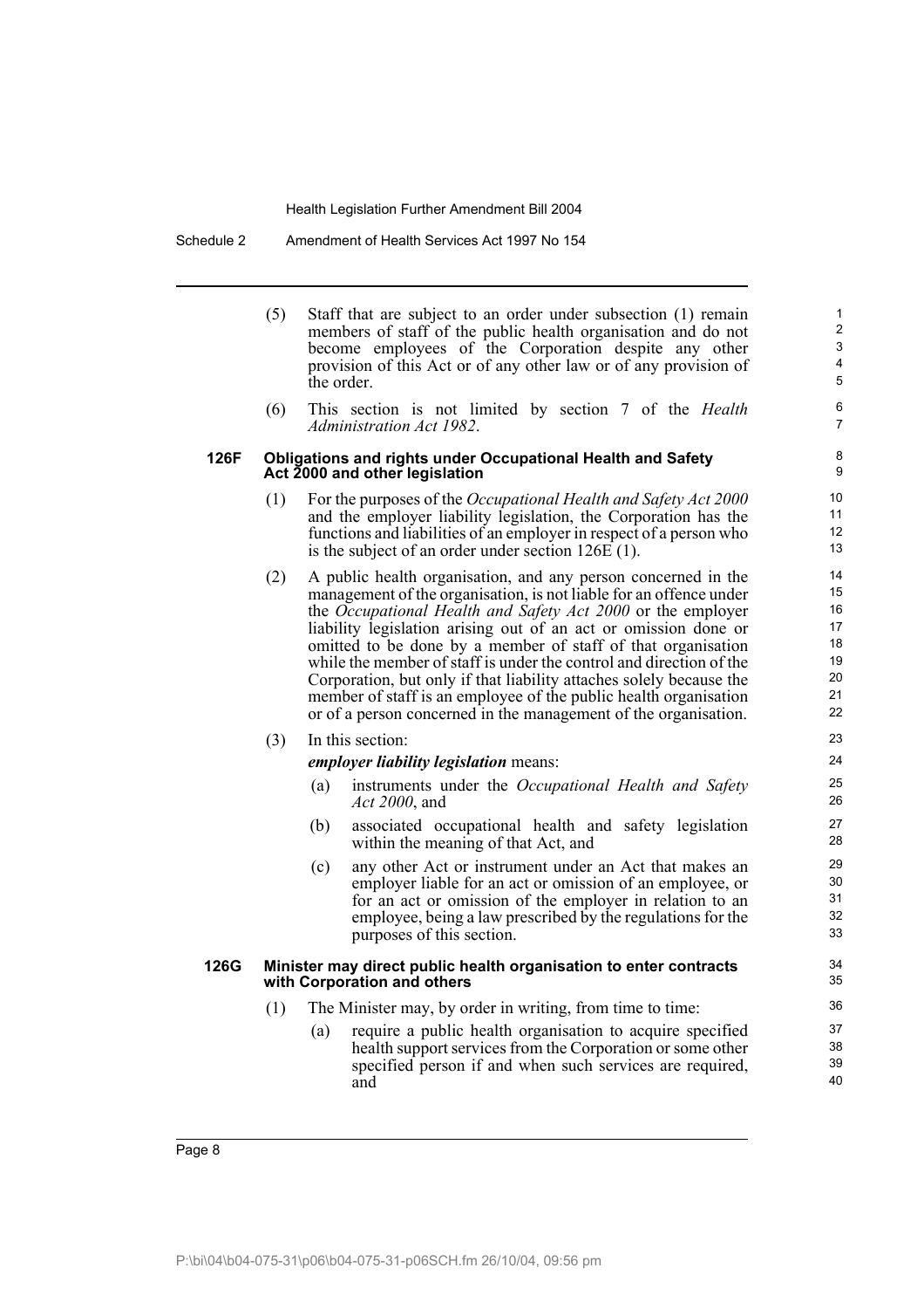(5) Staff that are subject to an order under subsection (1) remain members of staff of the public health organisation and do not become employees of the Corporation despite any other provision of this Act or of any other law or of any provision of the order.

(6) This section is not limited by section 7 of the *Health Administration Act 1982*.

### 126F Obligations and rights under Occupational Health and Safety Act 2000 and other legislation

(1) For the purposes of the *Occupational Health and Safety Act 2000* and the employer liability legislation, the Corporation has the functions and liabilities of an employer in respect of a person who is the subject of an order under section 126E (1).

(2) A public health organisation, and any person concerned in the management of the organisation, is not liable for an offence under the *Occupational Health and Safety Act 2000* or the employer liability legislation arising out of an act or omission done or omitted to be done by a member of staff of that organisation while the member of staff is under the control and direction of the Corporation, but only if that liability attaches solely because the member of staff is an employee of the public health organisation or of a person concerned in the management of the organisation.

(3) In this section:

***employer liability legislation*** means:

(a) instruments under the *Occupational Health and Safety Act 2000*, and

(b) associated occupational health and safety legislation within the meaning of that Act, and

(c) any other Act or instrument under an Act that makes an employer liable for an act or omission of an employee, or for an act or omission of the employer in relation to an employee, being a law prescribed by the regulations for the purposes of this section.

### 126G Minister may direct public health organisation to enter contracts with Corporation and others

(1) The Minister may, by order in writing, from time to time:

(a) require a public health organisation to acquire specified health support services from the Corporation or some other specified person if and when such services are required, and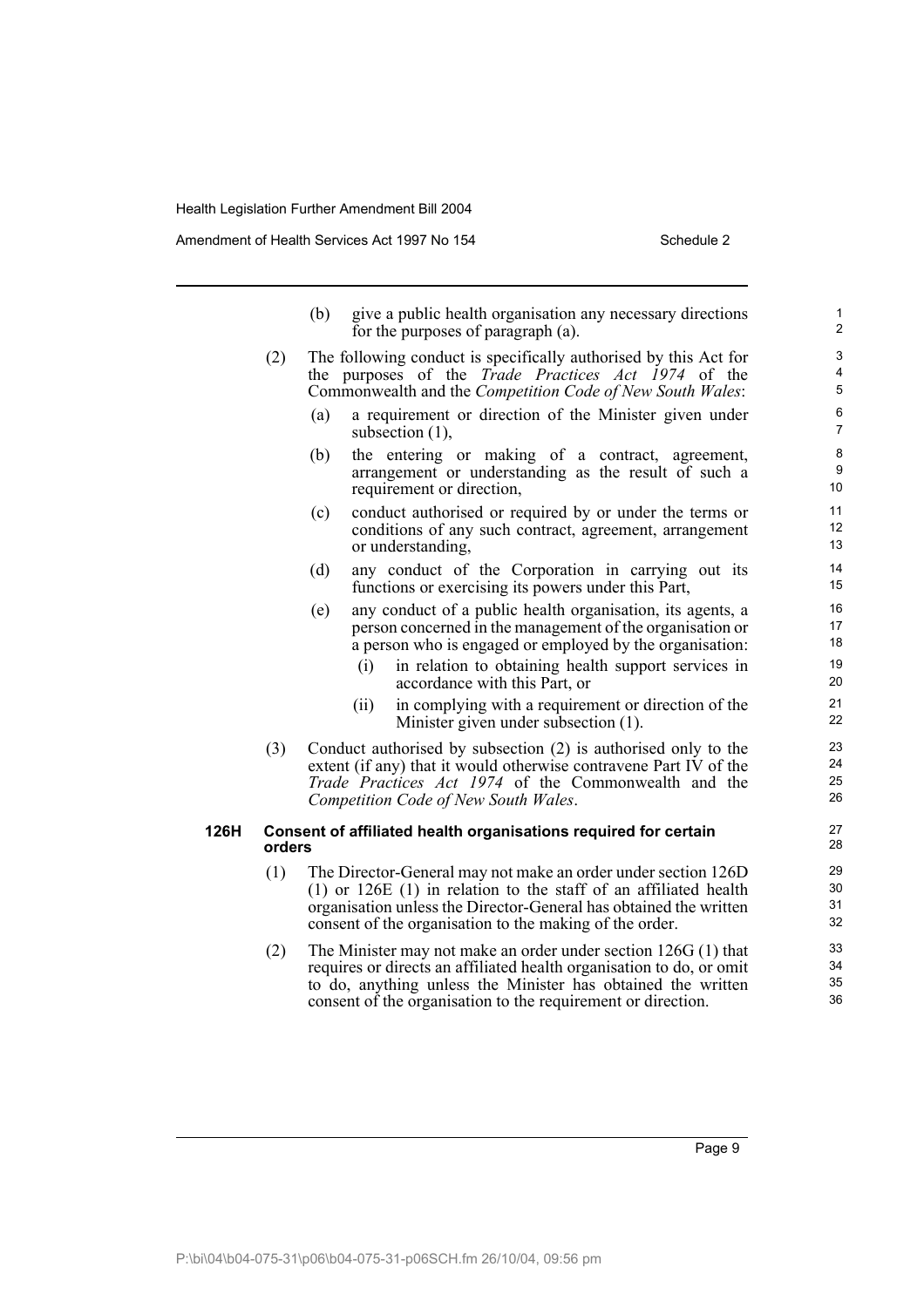(b) give a public health organisation any necessary directions for the purposes of paragraph (a).

(2) The following conduct is specifically authorised by this Act for the purposes of the *Trade Practices Act 1974* of the Commonwealth and the *Competition Code of New South Wales*:

(a) a requirement or direction of the Minister given under subsection (1),

(b) the entering or making of a contract, agreement, arrangement or understanding as the result of such a requirement or direction,

(c) conduct authorised or required by or under the terms or conditions of any such contract, agreement, arrangement or understanding,

(d) any conduct of the Corporation in carrying out its functions or exercising its powers under this Part,

(e) any conduct of a public health organisation, its agents, a person concerned in the management of the organisation or a person who is engaged or employed by the organisation:

(i) in relation to obtaining health support services in accordance with this Part, or

(ii) in complying with a requirement or direction of the Minister given under subsection (1).

(3) Conduct authorised by subsection (2) is authorised only to the extent (if any) that it would otherwise contravene Part IV of the *Trade Practices Act 1974* of the Commonwealth and the *Competition Code of New South Wales*.

### 126H Consent of affiliated health organisations required for certain orders

(1) The Director-General may not make an order under section 126D (1) or 126E (1) in relation to the staff of an affiliated health organisation unless the Director-General has obtained the written consent of the organisation to the making of the order.

(2) The Minister may not make an order under section 126G (1) that requires or directs an affiliated health organisation to do, or omit to do, anything unless the Minister has obtained the written consent of the organisation to the requirement or direction.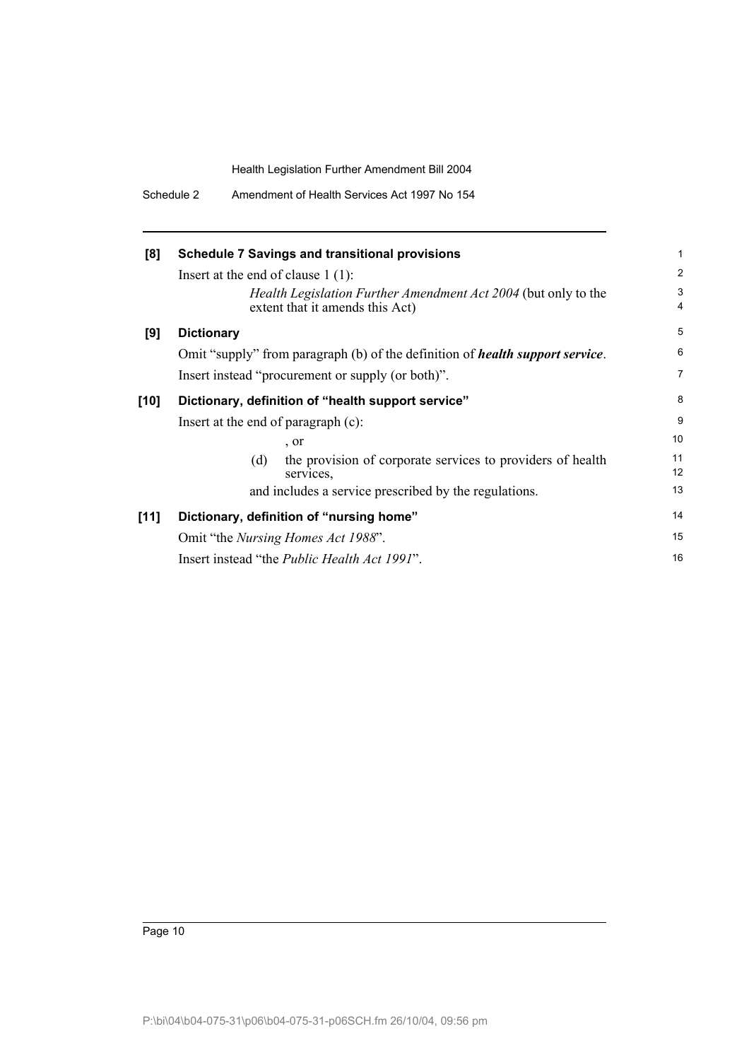**[8] Schedule 7 Savings and transitional provisions**

Insert at the end of clause 1 (1):

> *Health Legislation Further Amendment Act 2004* (but only to the extent that it amends this Act)

**[9] Dictionary**

Omit "supply" from paragraph (b) of the definition of ***health support service***.

Insert instead "procurement or supply (or both)".

**[10] Dictionary, definition of "health support service"**

Insert at the end of paragraph (c):

> , or
>
> (d) the provision of corporate services to providers of health services,
>
> and includes a service prescribed by the regulations.

**[11] Dictionary, definition of "nursing home"**

Omit "the *Nursing Homes Act 1988*".

Insert instead "the *Public Health Act 1991*".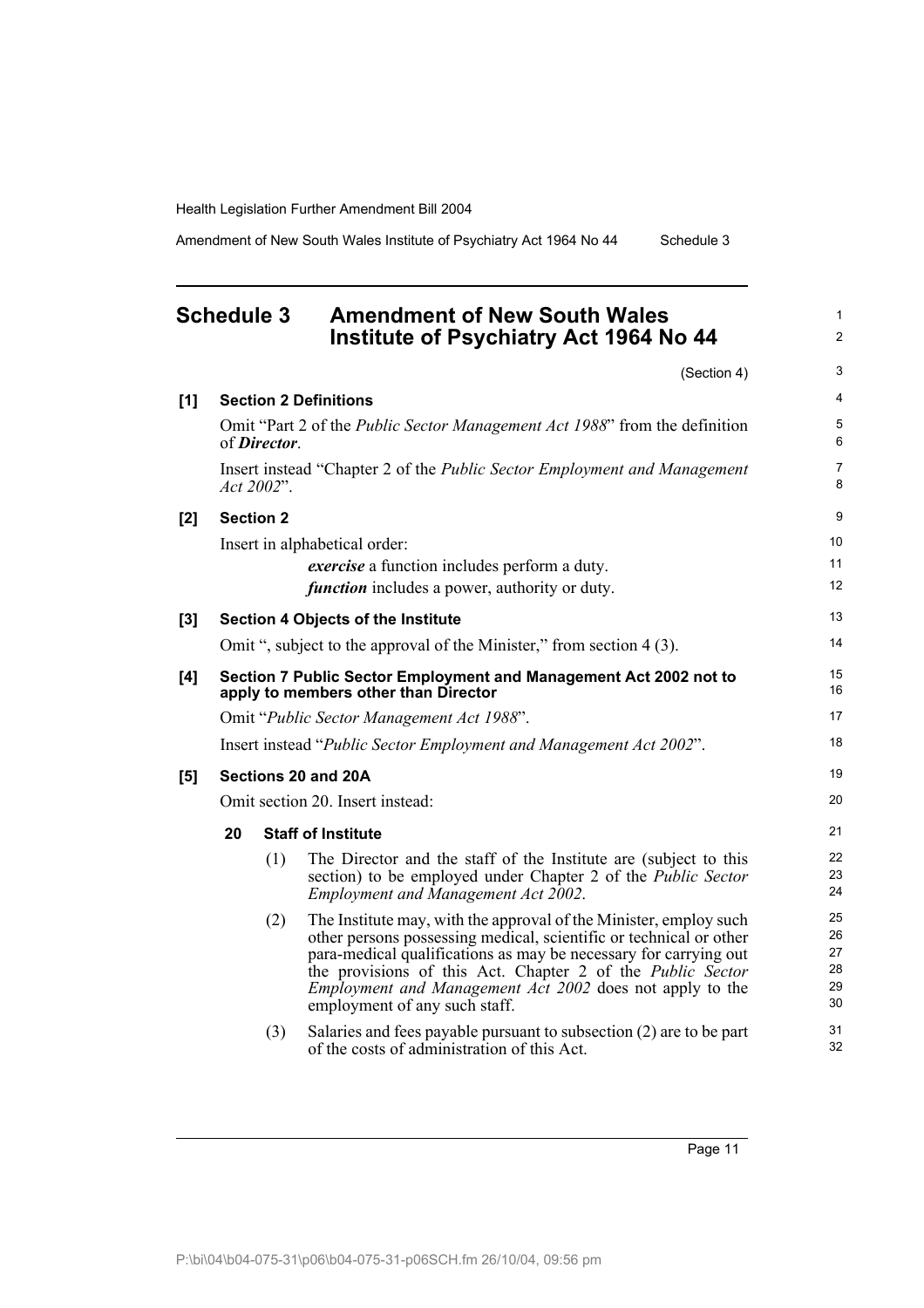## Schedule 3 Amendment of New South Wales Institute of Psychiatry Act 1964 No 44

(Section 4)

**[1] Section 2 Definitions**

Omit "Part 2 of the *Public Sector Management Act 1988*" from the definition of ***Director***.

Insert instead "Chapter 2 of the *Public Sector Employment and Management Act 2002*".

**[2] Section 2**

Insert in alphabetical order:

> ***exercise*** a function includes perform a duty.
>
> ***function*** includes a power, authority or duty.

**[3] Section 4 Objects of the Institute**

Omit ", subject to the approval of the Minister," from section 4 (3).

**[4] Section 7 Public Sector Employment and Management Act 2002 not to apply to members other than Director**

Omit "*Public Sector Management Act 1988*".

Insert instead "*Public Sector Employment and Management Act 2002*".

**[5] Sections 20 and 20A**

Omit section 20. Insert instead:

> **20 Staff of Institute**
>
> (1) The Director and the staff of the Institute are (subject to this section) to be employed under Chapter 2 of the *Public Sector Employment and Management Act 2002*.
>
> (2) The Institute may, with the approval of the Minister, employ such other persons possessing medical, scientific or technical or other para-medical qualifications as may be necessary for carrying out the provisions of this Act. Chapter 2 of the *Public Sector Employment and Management Act 2002* does not apply to the employment of any such staff.
>
> (3) Salaries and fees payable pursuant to subsection (2) are to be part of the costs of administration of this Act.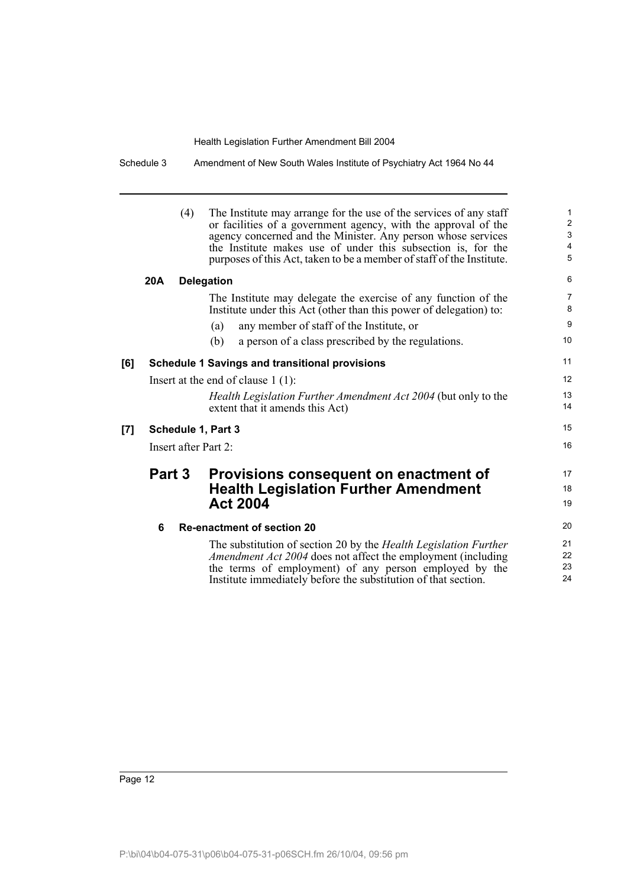(4) The Institute may arrange for the use of the services of any staff or facilities of a government agency, with the approval of the agency concerned and the Minister. Any person whose services the Institute makes use of under this subsection is, for the purposes of this Act, taken to be a member of staff of the Institute.

**20A Delegation**

The Institute may delegate the exercise of any function of the Institute under this Act (other than this power of delegation) to:

(a) any member of staff of the Institute, or

(b) a person of a class prescribed by the regulations.

**[6] Schedule 1 Savings and transitional provisions**

Insert at the end of clause 1 (1):

*Health Legislation Further Amendment Act 2004* (but only to the extent that it amends this Act)

**[7] Schedule 1, Part 3**

Insert after Part 2:

## Part 3 Provisions consequent on enactment of Health Legislation Further Amendment Act 2004

**6 Re-enactment of section 20**

The substitution of section 20 by the *Health Legislation Further Amendment Act 2004* does not affect the employment (including the terms of employment) of any person employed by the Institute immediately before the substitution of that section.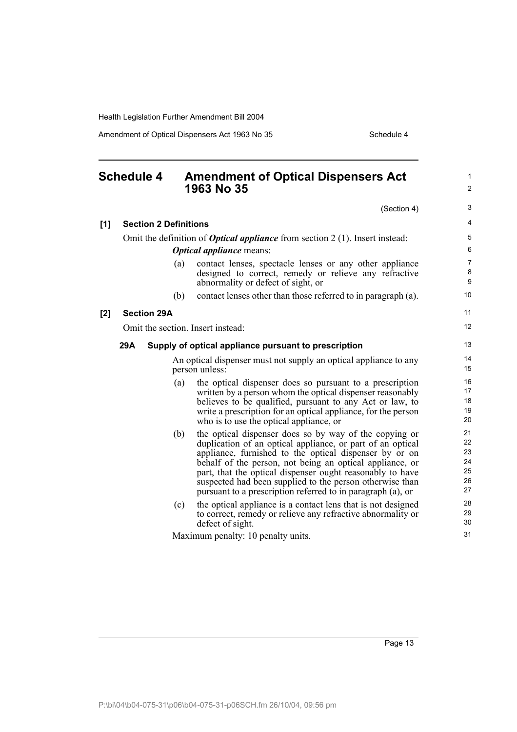## Schedule 4 Amendment of Optical Dispensers Act 1963 No 35

(Section 4)

**[1] Section 2 Definitions**

Omit the definition of ***Optical appliance*** from section 2 (1). Insert instead:

***Optical appliance*** means:

(a) contact lenses, spectacle lenses or any other appliance designed to correct, remedy or relieve any refractive abnormality or defect of sight, or

(b) contact lenses other than those referred to in paragraph (a).

**[2] Section 29A**

Omit the section. Insert instead:

**29A Supply of optical appliance pursuant to prescription**

An optical dispenser must not supply an optical appliance to any person unless:

(a) the optical dispenser does so pursuant to a prescription written by a person whom the optical dispenser reasonably believes to be qualified, pursuant to any Act or law, to write a prescription for an optical appliance, for the person who is to use the optical appliance, or

(b) the optical dispenser does so by way of the copying or duplication of an optical appliance, or part of an optical appliance, furnished to the optical dispenser by or on behalf of the person, not being an optical appliance, or part, that the optical dispenser ought reasonably to have suspected had been supplied to the person otherwise than pursuant to a prescription referred to in paragraph (a), or

(c) the optical appliance is a contact lens that is not designed to correct, remedy or relieve any refractive abnormality or defect of sight.

Maximum penalty: 10 penalty units.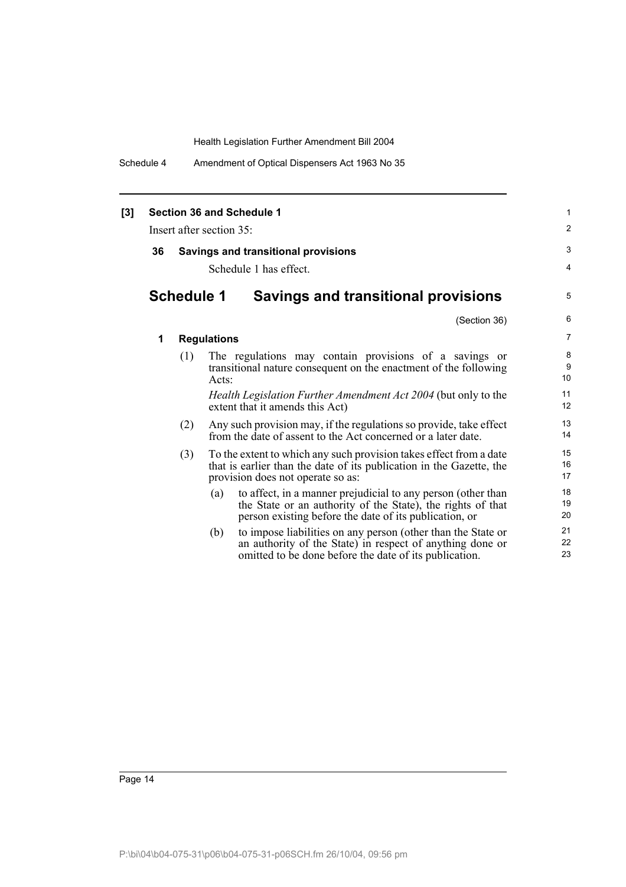**[3] Section 36 and Schedule 1**

Insert after section 35:

**36 Savings and transitional provisions**

Schedule 1 has effect.

## Schedule 1 Savings and transitional provisions

(Section 36)

**1 Regulations**

(1) The regulations may contain provisions of a savings or transitional nature consequent on the enactment of the following Acts:

*Health Legislation Further Amendment Act 2004* (but only to the extent that it amends this Act)

(2) Any such provision may, if the regulations so provide, take effect from the date of assent to the Act concerned or a later date.

(3) To the extent to which any such provision takes effect from a date that is earlier than the date of its publication in the Gazette, the provision does not operate so as:

(a) to affect, in a manner prejudicial to any person (other than the State or an authority of the State), the rights of that person existing before the date of its publication, or

(b) to impose liabilities on any person (other than the State or an authority of the State) in respect of anything done or omitted to be done before the date of its publication.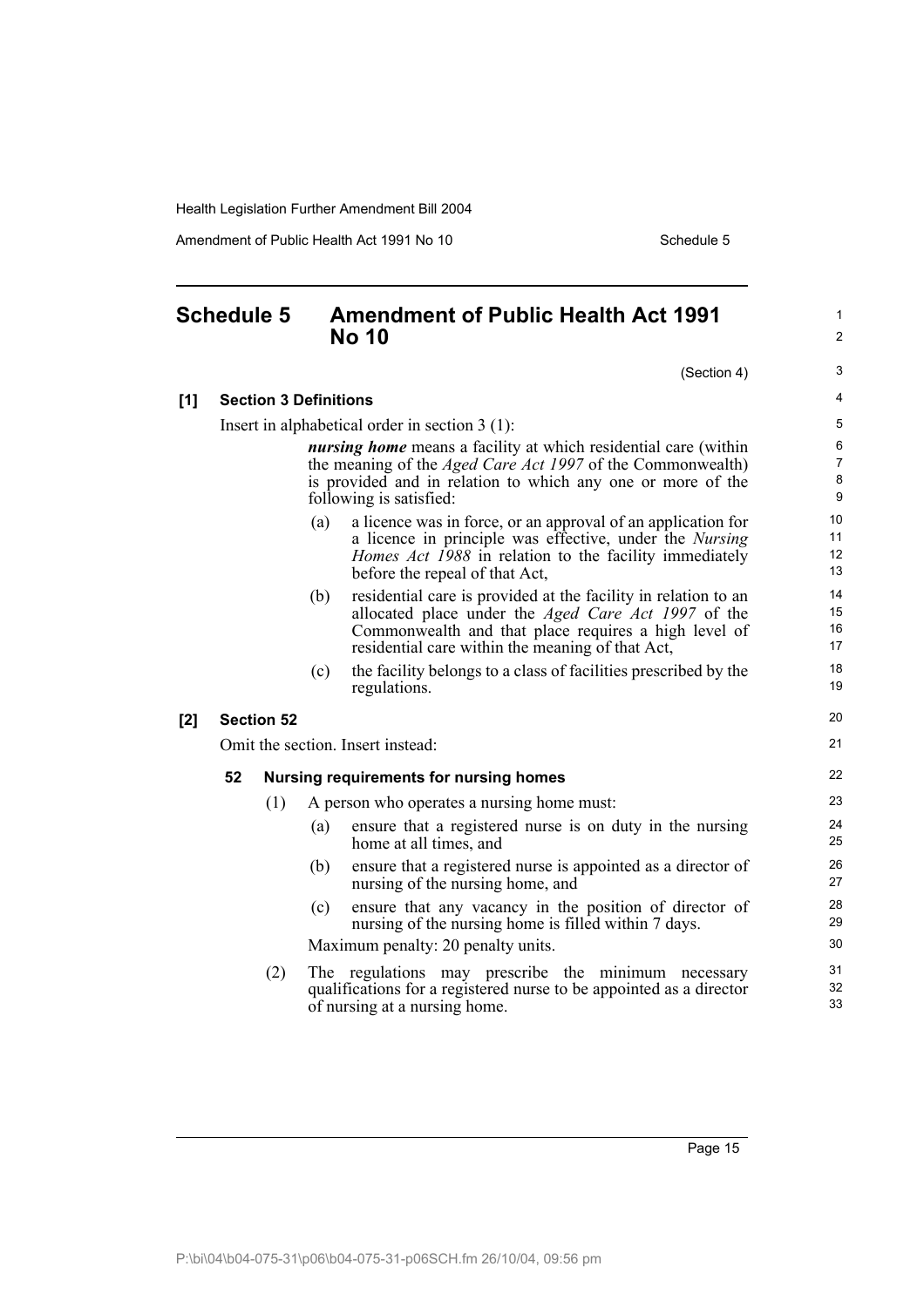## Schedule 5 Amendment of Public Health Act 1991 No 10

(Section 4)

**[1] Section 3 Definitions**

Insert in alphabetical order in section 3 (1):

> ***nursing home*** means a facility at which residential care (within the meaning of the *Aged Care Act 1997* of the Commonwealth) is provided and in relation to which any one or more of the following is satisfied:
>
> (a) a licence was in force, or an approval of an application for a licence in principle was effective, under the *Nursing Homes Act 1988* in relation to the facility immediately before the repeal of that Act,
>
> (b) residential care is provided at the facility in relation to an allocated place under the *Aged Care Act 1997* of the Commonwealth and that place requires a high level of residential care within the meaning of that Act,
>
> (c) the facility belongs to a class of facilities prescribed by the regulations.

**[2] Section 52**

Omit the section. Insert instead:

> **52 Nursing requirements for nursing homes**
>
> (1) A person who operates a nursing home must:
>
> (a) ensure that a registered nurse is on duty in the nursing home at all times, and
>
> (b) ensure that a registered nurse is appointed as a director of nursing of the nursing home, and
>
> (c) ensure that any vacancy in the position of director of nursing of the nursing home is filled within 7 days.
>
> Maximum penalty: 20 penalty units.
>
> (2) The regulations may prescribe the minimum necessary qualifications for a registered nurse to be appointed as a director of nursing at a nursing home.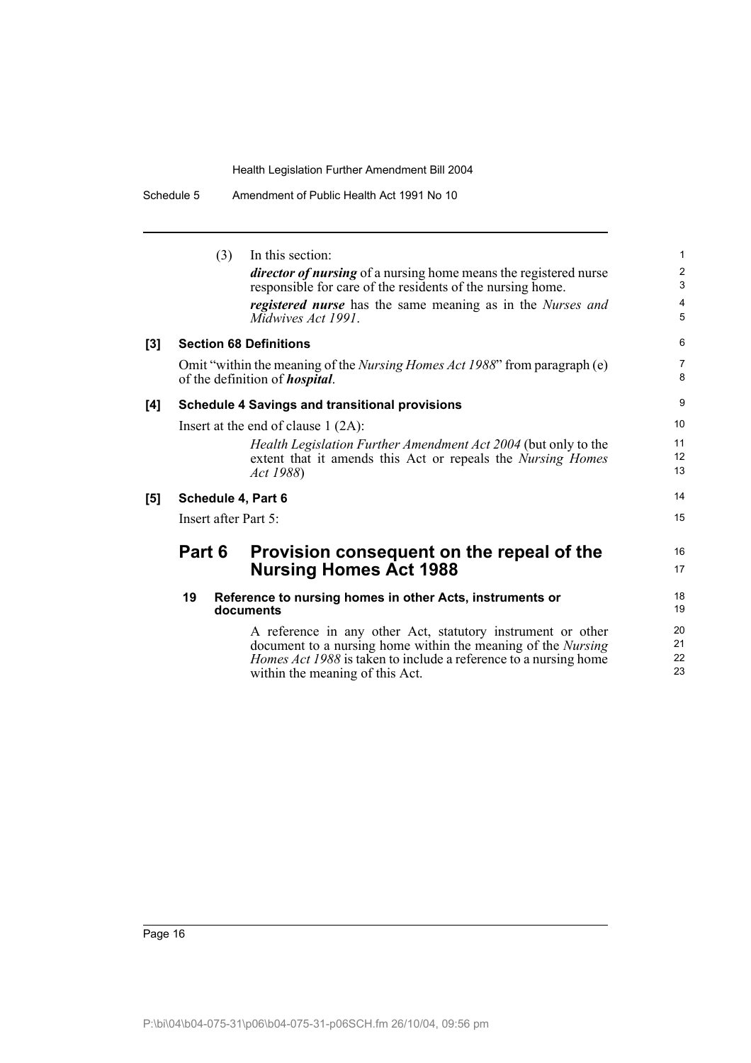(3) In this section:

***director of nursing*** of a nursing home means the registered nurse responsible for care of the residents of the nursing home.

***registered nurse*** has the same meaning as in the *Nurses and Midwives Act 1991*.

**[3] Section 68 Definitions**

Omit "within the meaning of the *Nursing Homes Act 1988*" from paragraph (e) of the definition of ***hospital***.

**[4] Schedule 4 Savings and transitional provisions**

Insert at the end of clause 1 (2A):

*Health Legislation Further Amendment Act 2004* (but only to the extent that it amends this Act or repeals the *Nursing Homes Act 1988*)

**[5] Schedule 4, Part 6**

Insert after Part 5:

## Part 6 Provision consequent on the repeal of the Nursing Homes Act 1988

**19 Reference to nursing homes in other Acts, instruments or documents**

A reference in any other Act, statutory instrument or other document to a nursing home within the meaning of the *Nursing Homes Act 1988* is taken to include a reference to a nursing home within the meaning of this Act.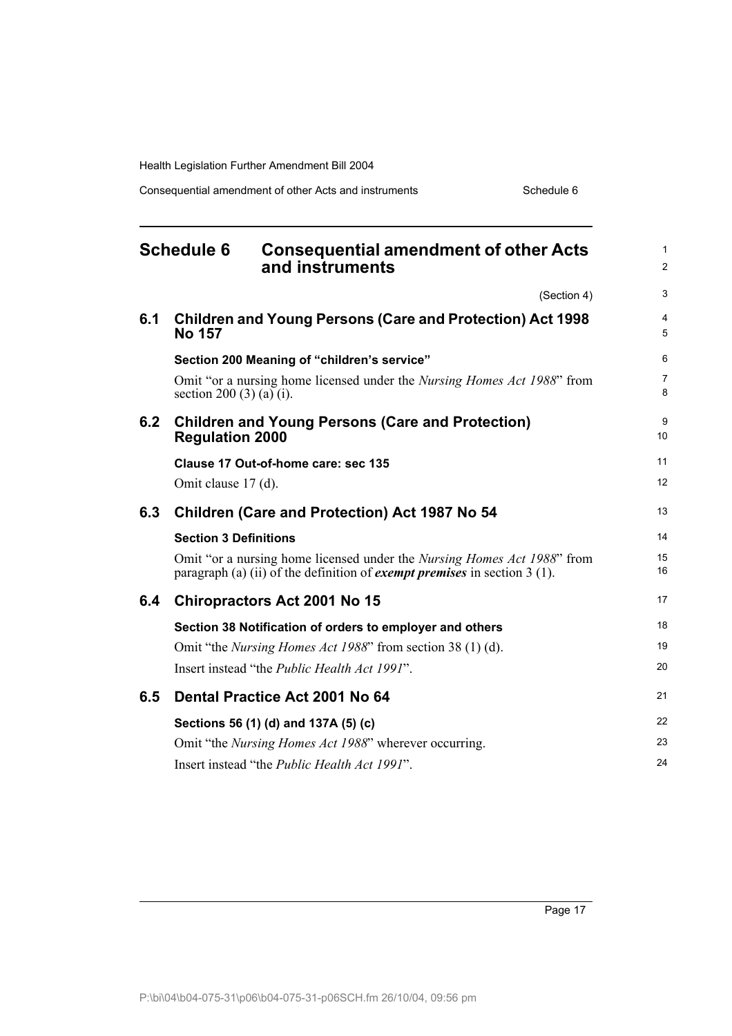# Schedule 6 Consequential amendment of other Acts and instruments

(Section 4)

## 6.1 Children and Young Persons (Care and Protection) Act 1998 No 157

**Section 200 Meaning of "children's service"**

Omit "or a nursing home licensed under the *Nursing Homes Act 1988*" from section 200 (3) (a) (i).

## 6.2 Children and Young Persons (Care and Protection) Regulation 2000

**Clause 17 Out-of-home care: sec 135**

Omit clause 17 (d).

## 6.3 Children (Care and Protection) Act 1987 No 54

**Section 3 Definitions**

Omit "or a nursing home licensed under the *Nursing Homes Act 1988*" from paragraph (a) (ii) of the definition of ***exempt premises*** in section 3 (1).

## 6.4 Chiropractors Act 2001 No 15

**Section 38 Notification of orders to employer and others**

Omit "the *Nursing Homes Act 1988*" from section 38 (1) (d).

Insert instead "the *Public Health Act 1991*".

## 6.5 Dental Practice Act 2001 No 64

**Sections 56 (1) (d) and 137A (5) (c)**

Omit "the *Nursing Homes Act 1988*" wherever occurring.

Insert instead "the *Public Health Act 1991*".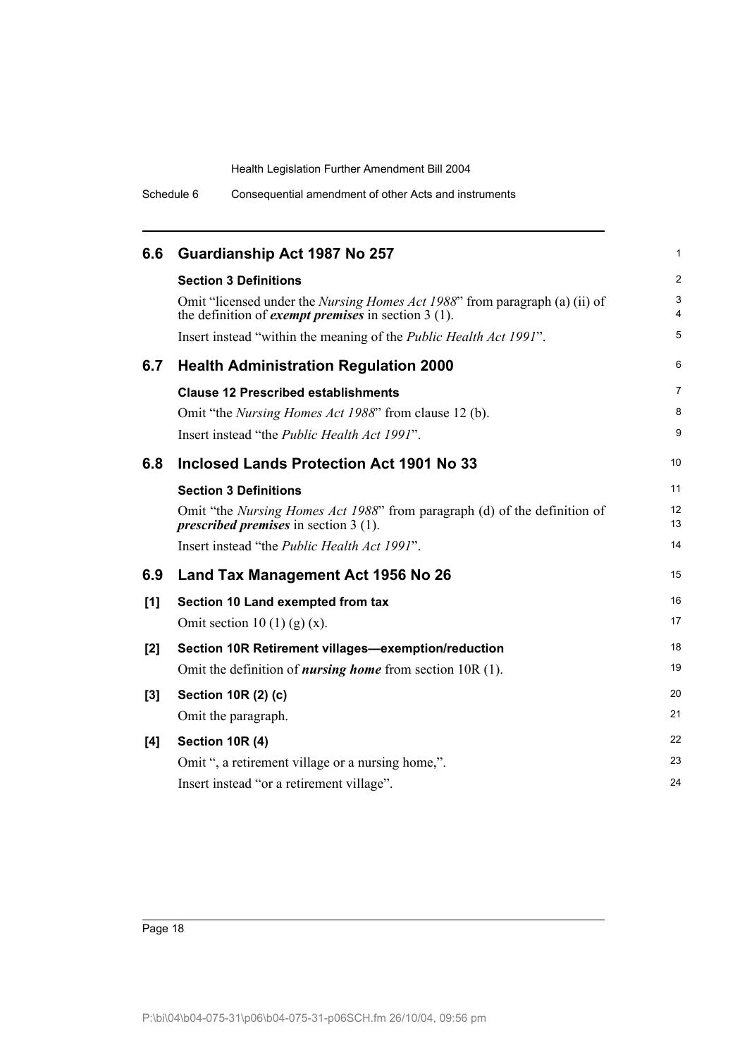## 6.6 Guardianship Act 1987 No 257

**Section 3 Definitions**

Omit "licensed under the *Nursing Homes Act 1988*" from paragraph (a) (ii) of the definition of ***exempt premises*** in section 3 (1).

Insert instead "within the meaning of the *Public Health Act 1991*".

## 6.7 Health Administration Regulation 2000

**Clause 12 Prescribed establishments**

Omit "the *Nursing Homes Act 1988*" from clause 12 (b).

Insert instead "the *Public Health Act 1991*".

## 6.8 Inclosed Lands Protection Act 1901 No 33

**Section 3 Definitions**

Omit "the *Nursing Homes Act 1988*" from paragraph (d) of the definition of ***prescribed premises*** in section 3 (1).

Insert instead "the *Public Health Act 1991*".

## 6.9 Land Tax Management Act 1956 No 26

**[1] Section 10 Land exempted from tax**

Omit section 10 (1) (g) (x).

**[2] Section 10R Retirement villages—exemption/reduction**

Omit the definition of ***nursing home*** from section 10R (1).

**[3] Section 10R (2) (c)**

Omit the paragraph.

**[4] Section 10R (4)**

Omit ", a retirement village or a nursing home,".

Insert instead "or a retirement village".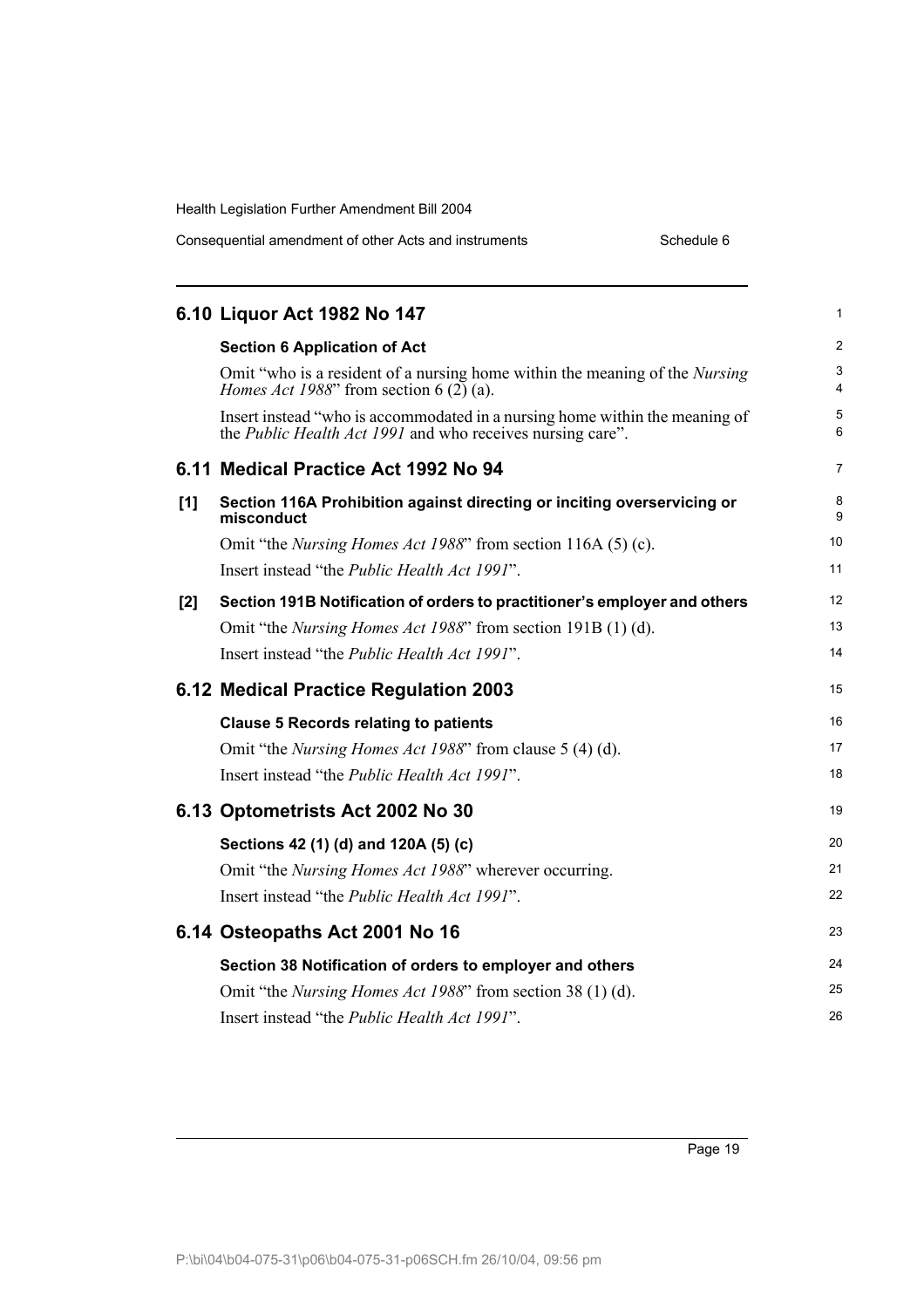## 6.10 Liquor Act 1982 No 147

**Section 6 Application of Act**

Omit "who is a resident of a nursing home within the meaning of the *Nursing Homes Act 1988*" from section 6 (2) (a).

Insert instead "who is accommodated in a nursing home within the meaning of the *Public Health Act 1991* and who receives nursing care".

## 6.11 Medical Practice Act 1992 No 94

**[1] Section 116A Prohibition against directing or inciting overservicing or misconduct**

Omit "the *Nursing Homes Act 1988*" from section 116A (5) (c).

Insert instead "the *Public Health Act 1991*".

**[2] Section 191B Notification of orders to practitioner's employer and others**

Omit "the *Nursing Homes Act 1988*" from section 191B (1) (d).

Insert instead "the *Public Health Act 1991*".

## 6.12 Medical Practice Regulation 2003

**Clause 5 Records relating to patients**

Omit "the *Nursing Homes Act 1988*" from clause 5 (4) (d).

Insert instead "the *Public Health Act 1991*".

## 6.13 Optometrists Act 2002 No 30

**Sections 42 (1) (d) and 120A (5) (c)**

Omit "the *Nursing Homes Act 1988*" wherever occurring.

Insert instead "the *Public Health Act 1991*".

## 6.14 Osteopaths Act 2001 No 16

**Section 38 Notification of orders to employer and others**

Omit "the *Nursing Homes Act 1988*" from section 38 (1) (d).

Insert instead "the *Public Health Act 1991*".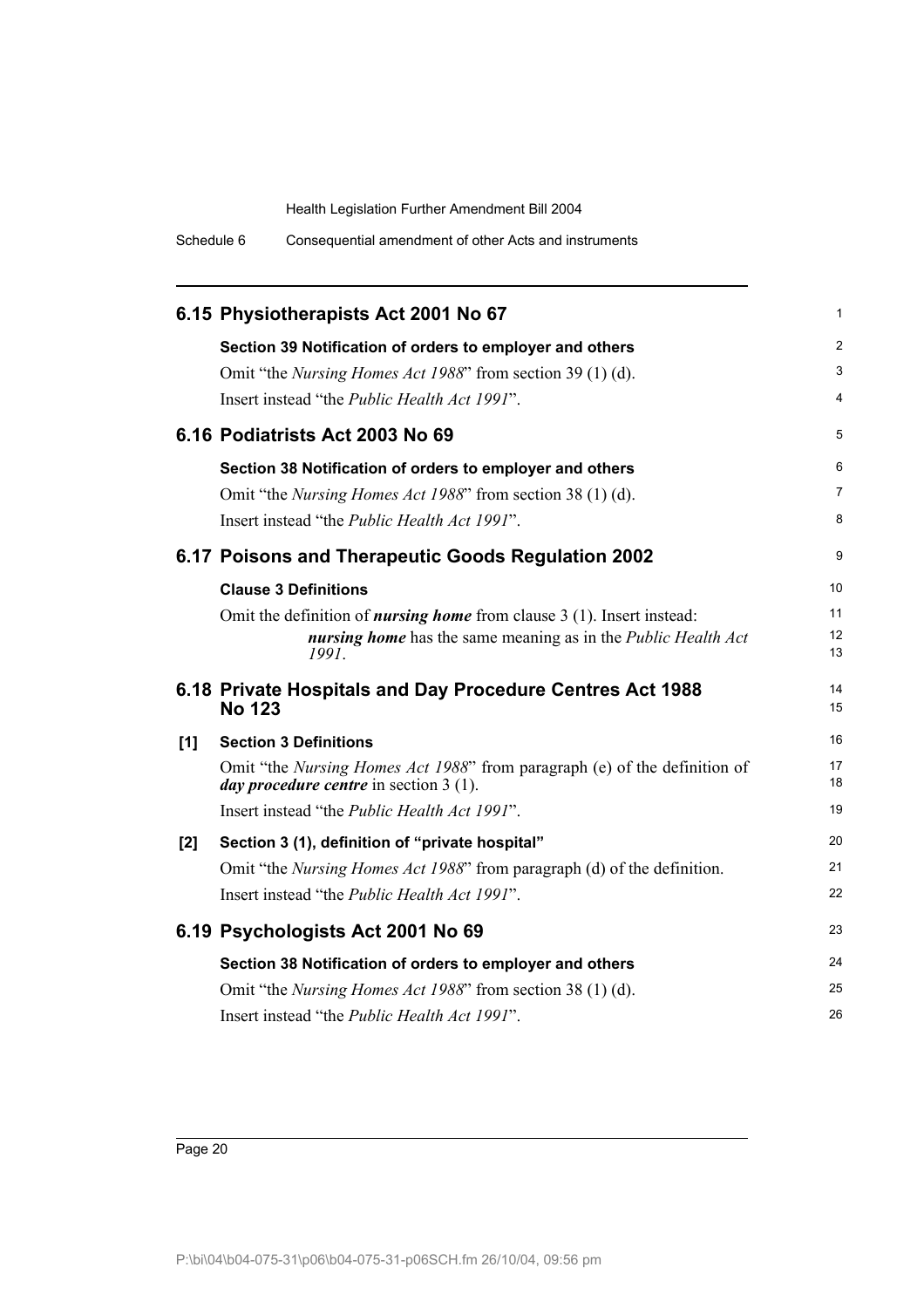## 6.15 Physiotherapists Act 2001 No 67

**Section 39 Notification of orders to employer and others**

Omit "the *Nursing Homes Act 1988*" from section 39 (1) (d).

Insert instead "the *Public Health Act 1991*".

## 6.16 Podiatrists Act 2003 No 69

**Section 38 Notification of orders to employer and others**

Omit "the *Nursing Homes Act 1988*" from section 38 (1) (d).

Insert instead "the *Public Health Act 1991*".

## 6.17 Poisons and Therapeutic Goods Regulation 2002

**Clause 3 Definitions**

Omit the definition of ***nursing home*** from clause 3 (1). Insert instead:

> ***nursing home*** has the same meaning as in the *Public Health Act 1991*.

## 6.18 Private Hospitals and Day Procedure Centres Act 1988 No 123

**[1] Section 3 Definitions**

Omit "the *Nursing Homes Act 1988*" from paragraph (e) of the definition of ***day procedure centre*** in section 3 (1).

Insert instead "the *Public Health Act 1991*".

**[2] Section 3 (1), definition of "private hospital"**

Omit "the *Nursing Homes Act 1988*" from paragraph (d) of the definition.

Insert instead "the *Public Health Act 1991*".

## 6.19 Psychologists Act 2001 No 69

**Section 38 Notification of orders to employer and others**

Omit "the *Nursing Homes Act 1988*" from section 38 (1) (d).

Insert instead "the *Public Health Act 1991*".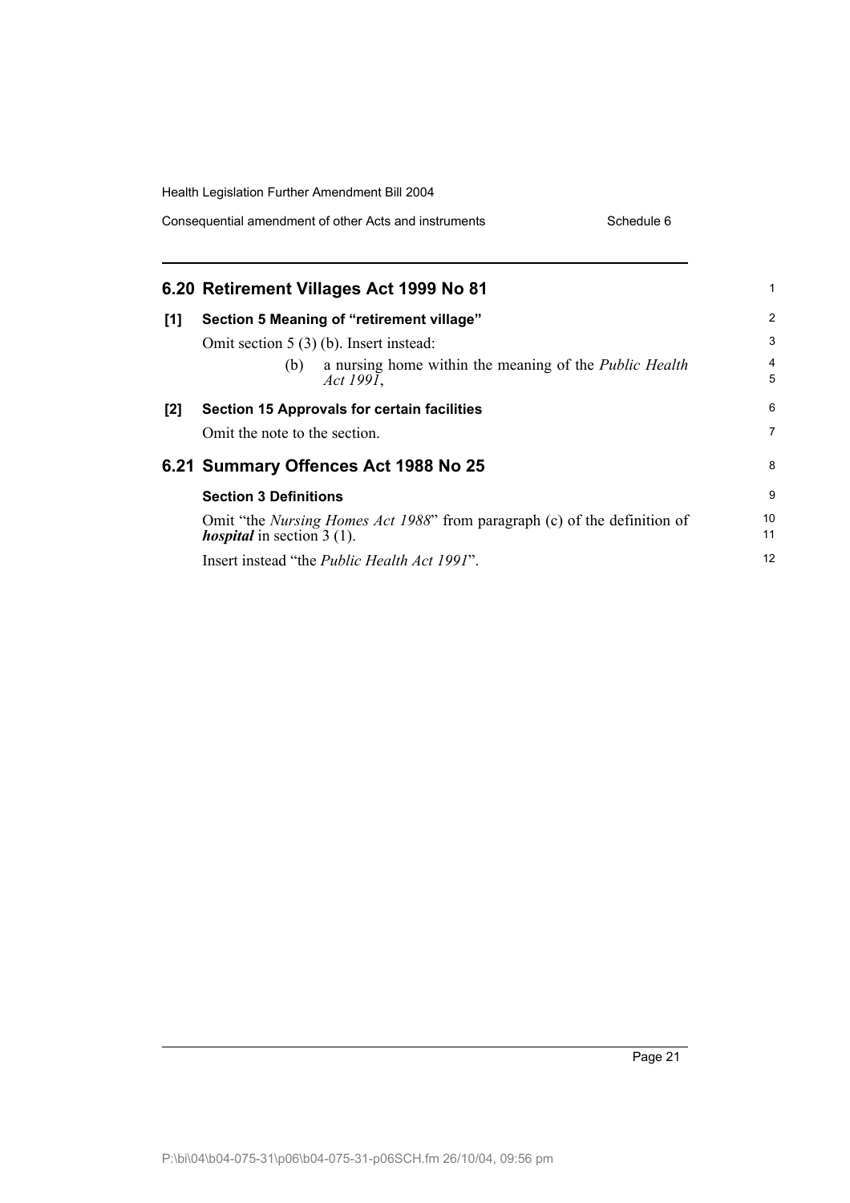## 6.20 Retirement Villages Act 1999 No 81

**[1] Section 5 Meaning of "retirement village"**

Omit section 5 (3) (b). Insert instead:

> (b) a nursing home within the meaning of the *Public Health Act 1991*,

**[2] Section 15 Approvals for certain facilities**

Omit the note to the section.

## 6.21 Summary Offences Act 1988 No 25

**Section 3 Definitions**

Omit "the *Nursing Homes Act 1988*" from paragraph (c) of the definition of ***hospital*** in section 3 (1).

Insert instead "the *Public Health Act 1991*".